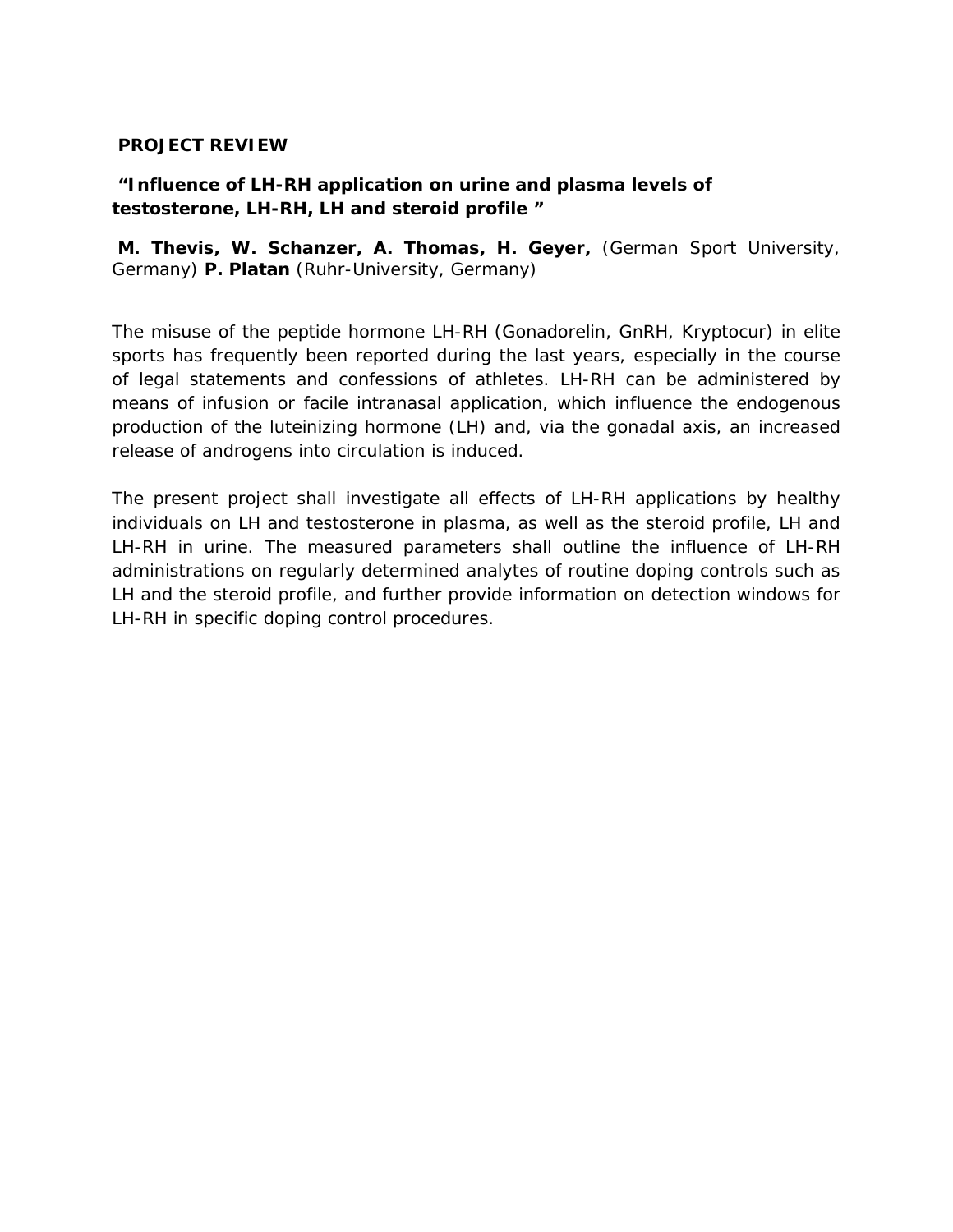**PROJECT REVIEW**

**"Influence of LH-RH application on urine and plasma levels of testosterone, LH-RH, LH and steroid profile "**

**M. Thevis, W. Schanzer, A. Thomas, H. Geyer,** (German Sport University, Germany) **P. Platan** (Ruhr-University, Germany)

The misuse of the peptide hormone LH-RH (Gonadorelin, GnRH, Kryptocur) in elite sports has frequently been reported during the last years, especially in the course of legal statements and confessions of athletes. LH-RH can be administered by means of infusion or facile intranasal application, which influence the endogenous production of the luteinizing hormone (LH) and, via the gonadal axis, an increased release of androgens into circulation is induced.

The present project shall investigate all effects of LH-RH applications by healthy individuals on LH and testosterone in plasma, as well as the steroid profile, LH and LH-RH in urine. The measured parameters shall outline the influence of LH-RH administrations on regularly determined analytes of routine doping controls such as LH and the steroid profile, and further provide information on detection windows for LH-RH in specific doping control procedures.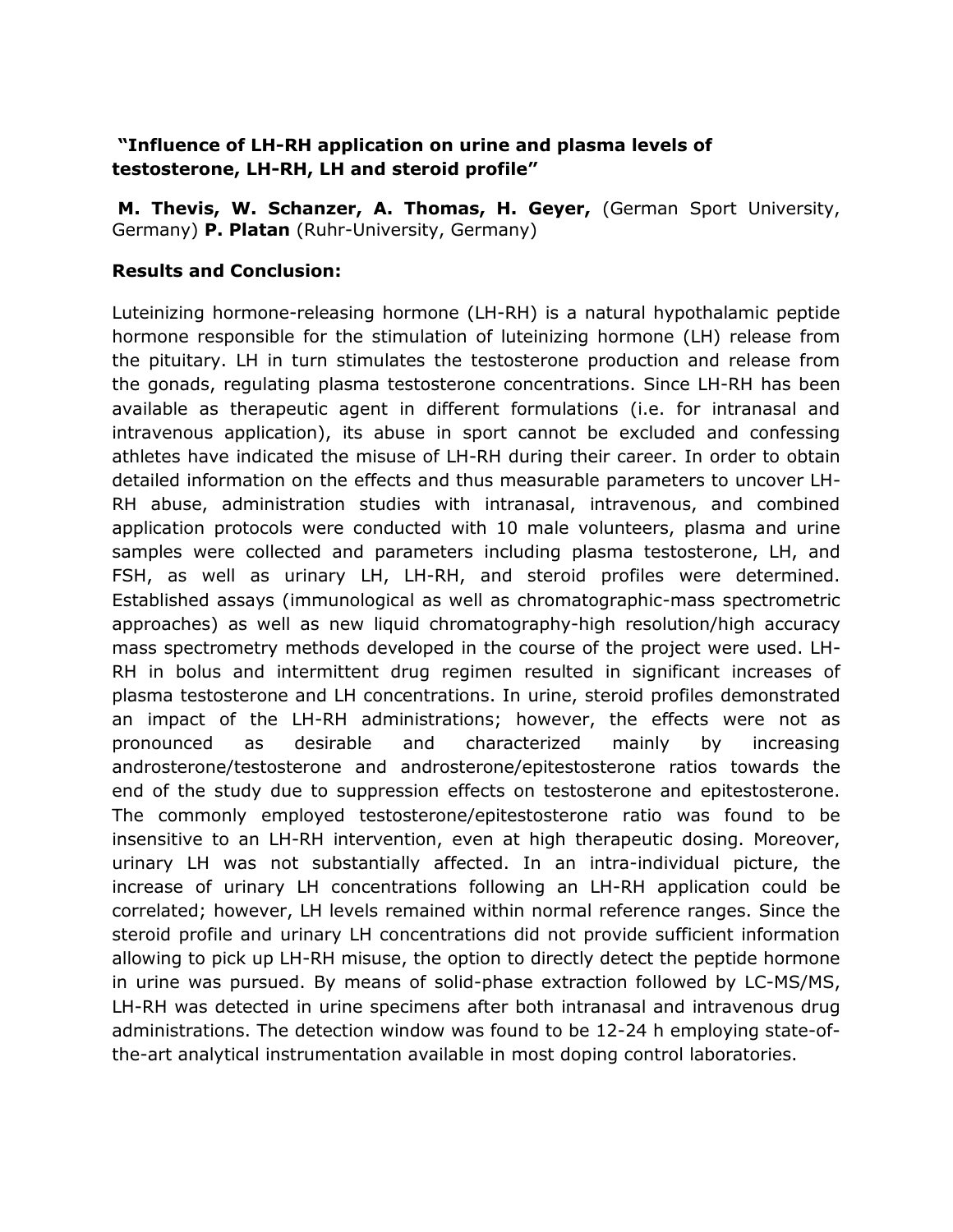**"Influence of LH-RH application on urine and plasma levels of testosterone, LH-RH, LH and steroid profile"**

**M. Thevis, W. Schanzer, A. Thomas, H. Geyer,** (German Sport University, Germany) **P. Platan** (Ruhr-University, Germany)

**Results and Conclusion:**

Luteinizing hormone-releasing hormone (LH-RH) is a natural hypothalamic peptide hormone responsible for the stimulation of luteinizing hormone (LH) release from the pituitary. LH in turn stimulates the testosterone production and release from the gonads, regulating plasma testosterone concentrations. Since LH-RH has been available as therapeutic agent in different formulations (i.e. for intranasal and intravenous application), its abuse in sport cannot be excluded and confessing athletes have indicated the misuse of LH-RH during their career. In order to obtain detailed information on the effects and thus measurable parameters to uncover LH-RH abuse, administration studies with intranasal, intravenous, and combined application protocols were conducted with 10 male volunteers, plasma and urine samples were collected and parameters including plasma testosterone, LH, and FSH, as well as urinary LH, LH-RH, and steroid profiles were determined. Established assays (immunological as well as chromatographic-mass spectrometric approaches) as well as new liquid chromatography-high resolution/high accuracy mass spectrometry methods developed in the course of the project were used. LH-RH in bolus and intermittent drug regimen resulted in significant increases of plasma testosterone and LH concentrations. In urine, steroid profiles demonstrated an impact of the LH-RH administrations; however, the effects were not as pronounced as desirable and characterized mainly by increasing androsterone/testosterone and androsterone/epitestosterone ratios towards the end of the study due to suppression effects on testosterone and epitestosterone. The commonly employed testosterone/epitestosterone ratio was found to be insensitive to an LH-RH intervention, even at high therapeutic dosing. Moreover, urinary LH was not substantially affected. In an intra-individual picture, the increase of urinary LH concentrations following an LH-RH application could be correlated; however, LH levels remained within normal reference ranges. Since the steroid profile and urinary LH concentrations did not provide sufficient information allowing to pick up LH-RH misuse, the option to directly detect the peptide hormone in urine was pursued. By means of solid-phase extraction followed by LC-MS/MS, LH-RH was detected in urine specimens after both intranasal and intravenous drug administrations. The detection window was found to be 12-24 h employing state-of-the-art analytical instrumentation available in most doping control laboratories.